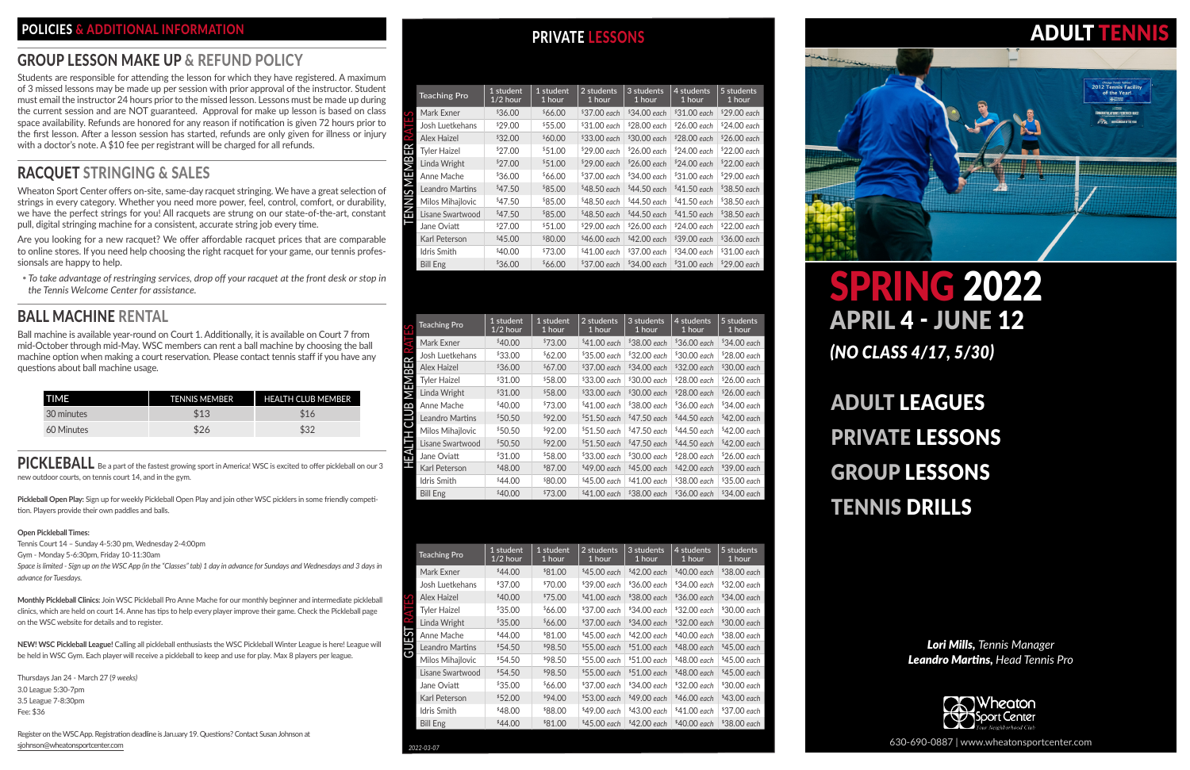## POLICIES & ADDITIONAL INFORMATION

### GROUP LESSON MAKE UP & REFUND POLICY

Students are responsible for attending the lesson for which they have registered. A maximum of 3 missed lessons may be made up per session with prior approval of the instructor. Student must email the instructor 24 hours prior to the missed lesson. Lessons must be made up during the current session and are NOT guaranteed. Approval for make up lesson is based on class space availability. Refunds are honored for any reason if notification is given 72 hours prior to the first lesson. After a lesson session has started, refunds are only given for illness or injury with a doctor's note. A $10 fee per registrant will be charged for all refunds.

### RACQUET STRINGING & SALES

Wheaton Sport Center offers on-site, same-day racquet stringing. We have a great selection of strings in every category. Whether you need more power, feel, control, comfort, or durability, we have the perfect strings for you! All racquets are strung on our state-of-the-art, constant pull, digital stringing machine for a consistent, accurate string job every time.

Are you looking for a new racquet? We offer affordable racquet prices that are comparable to online stores. If you need help choosing the right racquet for your game, our tennis professionals are happy to help.

- *To take advantage of restringing services, drop off your racquet at the front desk or stop in the Tennis Welcome Center for assistance.*

### BALL MACHINE RENTAL

Ball machine is available year-round on Court 1. Additionally, it is available on Court 7 from mid-October through mid-May. WSC members can rent a ball machine by choosing the ball machine option when making a court reservation. Please contact tennis staff if you have any questions about ball machine usage.

| TIME | TENNIS MEMBER | HEALTH CLUB MEMBER |
|---|---|---|
| 30 minutes | $13 | $16 |
| 60 Minutes | $26 | $32 |

### PICKLEBALL

Be a part of the fastest growing sport in America! WSC is excited to offer pickleball on our 3 new outdoor courts, on tennis court 14, and in the gym.

**Pickleball Open Play:** Sign up for weekly Pickleball Open Play and join other WSC picklers in some friendly competition. Players provide their own paddles and balls.

**Open Pickleball Times:**

Tennis Court 14 – Sunday 4-5:30 pm, Wednesday 2-4:00pm
Gym - Monday 5-6:30pm, Friday 10-11:30am
*Space is limited - Sign up on the WSC App (in the "Classes" tab) 1 day in advance for Sundays and Wednesdays and 3 days in advance for Tuesdays.*

**Monthly Pickleball Clinics:** Join WSC Pickleball Pro Anne Mache for our monthly beginner and intermediate pickleball clinics, which are held on court 14. Anne has tips to help every player improve their game. Check the Pickleball page on the WSC website for details and to register.

**NEW! WSC Pickleball League!** Calling all pickleball enthusiasts the WSC Pickleball Winter League is here! League will be held in WSC Gym. Each player will receive a pickleball to keep and use for play. Max 8 players per league.

Thursdays Jan 24 - March 27 (*9 weeks*)
3.0 League 5:30-7pm
3.5 League 7-8:30pm
Fee: $36

Register on the WSC App. Registration deadline is January 19. Questions? Contact Susan Johnson at sjohnson@wheatonsportcenter.com

## PRIVATE LESSONS

**TENNIS MEMBER RATES**

| Teaching Pro | 1 student 1/2 hour | 1 student 1 hour | 2 students 1 hour | 3 students 1 hour | 4 students 1 hour | 5 students 1 hour |
|---|---|---|---|---|---|---|
| Mark Exner | $36.00 | $66.00 | $37.00 each | $34.00 each | $31.00 each | $29.00 each |
| Josh Luetkehans | $29.00 | $55.00 | $31.00 each | $28.00 each | $26.00 each | $24.00 each |
| Alex Haizel | $32.00 | $60.00 | $33.00 each | $30.00 each | $28.00 each | $26.00 each |
| Tyler Haizel | $27.00 | $51.00 | $29.00 each | $26.00 each | $24.00 each | $22.00 each |
| Linda Wright | $27.00 | $51.00 | $29.00 each | $26.00 each | $24.00 each | $22.00 each |
| Anne Mache | $36.00 | $66.00 | $37.00 each | $34.00 each | $31.00 each | $29.00 each |
| Leandro Martins | $47.50 | $85.00 | $48.50 each | $44.50 each | $41.50 each | $38.50 each |
| Milos Mihajlovic | $47.50 | $85.00 | $48.50 each | $44.50 each | $41.50 each | $38.50 each |
| Lisane Swartwood | $47.50 | $85.00 | $48.50 each | $44.50 each | $41.50 each | $38.50 each |
| Jane Oviatt | $27.00 | $51.00 | $29.00 each | $26.00 each | $24.00 each | $22.00 each |
| Karl Peterson | $45.00 | $80.00 | $46.00 each | $42.00 each | $39.00 each | $36.00 each |
| Idris Smith | $40.00 | $73.00 | $41.00 each | $37.00 each | $34.00 each | $31.00 each |
| Bill Eng | $36.00 | $66.00 | $37.00 each | $34.00 each | $31.00 each | $29.00 each |

**HEALTH CLUB MEMBER RATES**

| Teaching Pro | 1 student 1/2 hour | 1 student 1 hour | 2 students 1 hour | 3 students 1 hour | 4 students 1 hour | 5 students 1 hour |
|---|---|---|---|---|---|---|
| Mark Exner | $40.00 | $73.00 | $41.00 each | $38.00 each | $36.00 each | $34.00 each |
| Josh Luetkehans | $33.00 | $62.00 | $35.00 each | $32.00 each | $30.00 each | $28.00 each |
| Alex Haizel | $36.00 | $67.00 | $37.00 each | $34.00 each | $32.00 each | $30.00 each |
| Tyler Haizel | $31.00 | $58.00 | $33.00 each | $30.00 each | $28.00 each | $26.00 each |
| Linda Wright | $31.00 | $58.00 | $33.00 each | $30.00 each | $28.00 each | $26.00 each |
| Anne Mache | $40.00 | $73.00 | $41.00 each | $38.00 each | $36.00 each | $34.00 each |
| Leandro Martins | $50.50 | $92.00 | $51.50 each | $47.50 each | $44.50 each | $42.00 each |
| Milos Mihajlovic | $50.50 | $92.00 | $51.50 each | $47.50 each | $44.50 each | $42.00 each |
| Lisane Swartwood | $50.50 | $92.00 | $51.50 each | $47.50 each | $44.50 each | $42.00 each |
| Jane Oviatt | $31.00 | $58.00 | $33.00 each | $30.00 each | $28.00 each | $26.00 each |
| Karl Peterson | $48.00 | $87.00 | $49.00 each | $45.00 each | $42.00 each | $39.00 each |
| Idris Smith | $44.00 | $80.00 | $45.00 each | $41.00 each | $38.00 each | $35.00 each |
| Bill Eng | $40.00 | $73.00 | $41.00 each | $38.00 each | $36.00 each | $34.00 each |

**GUEST RATES**

| Teaching Pro | 1 student 1/2 hour | 1 student 1 hour | 2 students 1 hour | 3 students 1 hour | 4 students 1 hour | 5 students 1 hour |
|---|---|---|---|---|---|---|
| Mark Exner | $44.00 | $81.00 | $45.00 each | $42.00 each | $40.00 each | $38.00 each |
| Josh Luetkehans | $37.00 | $70.00 | $39.00 each | $36.00 each | $34.00 each | $32.00 each |
| Alex Haizel | $40.00 | $75.00 | $41.00 each | $38.00 each | $36.00 each | $34.00 each |
| Tyler Haizel | $35.00 | $66.00 | $37.00 each | $34.00 each | $32.00 each | $30.00 each |
| Linda Wright | $35.00 | $66.00 | $37.00 each | $34.00 each | $32.00 each | $30.00 each |
| Anne Mache | $44.00 | $81.00 | $45.00 each | $42.00 each | $40.00 each | $38.00 each |
| Leandro Martins | $54.50 | $98.50 | $55.00 each | $51.00 each | $48.00 each | $45.00 each |
| Milos Mihajlovic | $54.50 | $98.50 | $55.00 each | $51.00 each | $48.00 each | $45.00 each |
| Lisane Swartwood | $54.50 | $98.50 | $55.00 each | $51.00 each | $48.00 each | $45.00 each |
| Jane Oviatt | $35.00 | $66.00 | $37.00 each | $34.00 each | $32.00 each | $30.00 each |
| Karl Peterson | $52.00 | $94.00 | $53.00 each | $49.00 each | $46.00 each | $43.00 each |
| Idris Smith | $48.00 | $88.00 | $49.00 each | $43.00 each | $41.00 each | $37.00 each |
| Bill Eng | $44.00 | $81.00 | $45.00 each | $42.00 each | $40.00 each | $38.00 each |

*2022-03-07*

# ADULT TENNIS

# SPRING 2022

## APRIL 4 - JUNE 12

### *(NO CLASS 4/17, 5/30)*

## ADULT LEAGUES
## PRIVATE LESSONS
## GROUP LESSONS
## TENNIS DRILLS

***Lori Mills**, Tennis Manager*
***Leandro Martins**, Head Tennis Pro*

Wheaton Sport Center
*Your Neighborhood Club*

630-690-0887 | www.wheatonsportcenter.com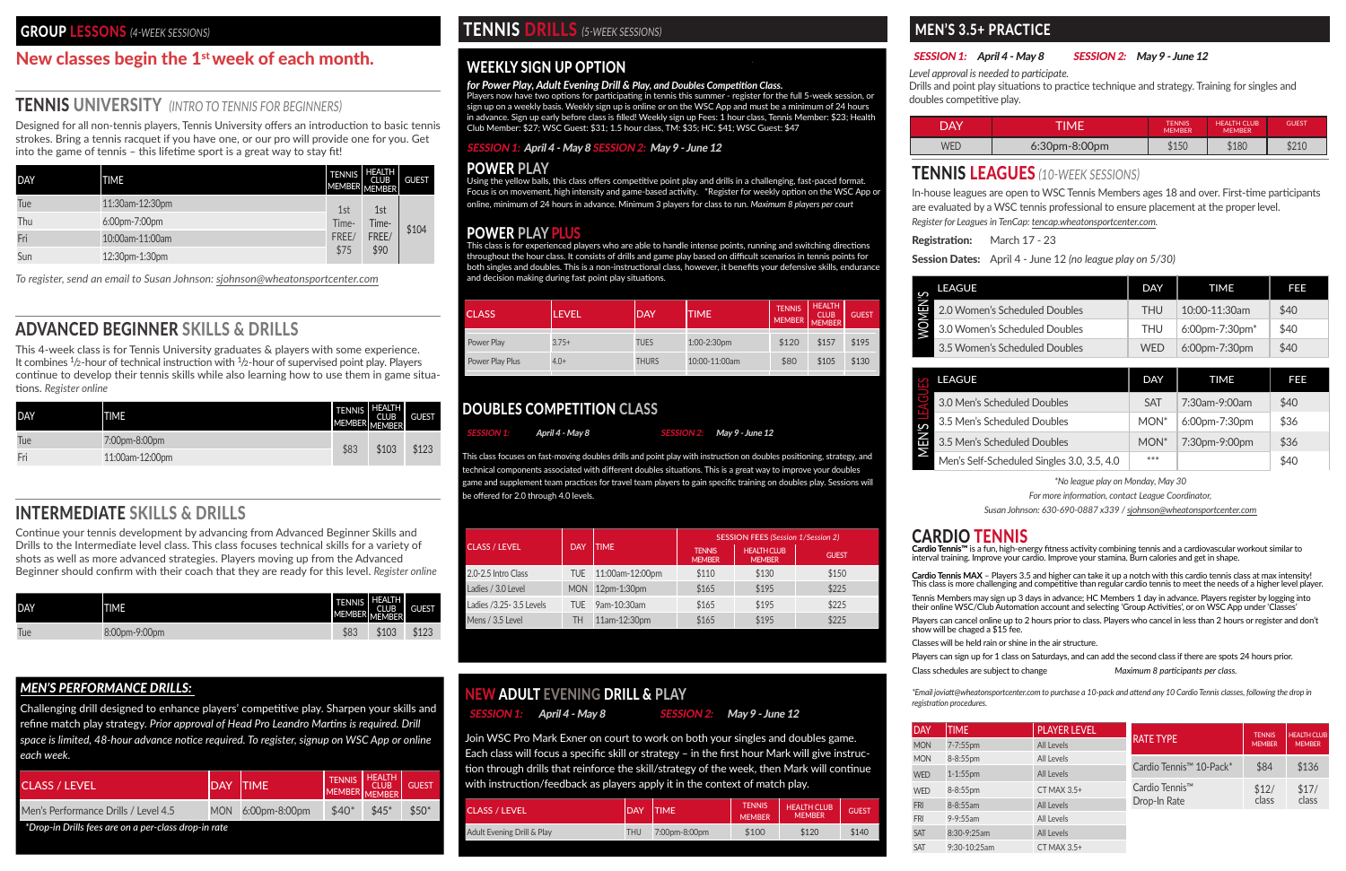## GROUP LESSONS *(4-WEEK SESSIONS)*

## New classes begin the 1st week of each month.

### TENNIS UNIVERSITY *(INTRO TO TENNIS FOR BEGINNERS)*

Designed for all non-tennis players, Tennis University offers an introduction to basic tennis strokes. Bring a tennis racquet if you have one, or our pro will provide one for you. Get into the game of tennis – this lifetime sport is a great way to stay fit!

| DAY | TIME | TENNIS MEMBER | HEALTH CLUB MEMBER | GUEST |
|---|---|---|---|---|
| Tue | 11:30am-12:30pm | 1st Time-FREE/ $75 | 1st Time-FREE/ $90 | $104 |
| Thu | 6:00pm-7:00pm | | | |
| Fri | 10:00am-11:00am | | | |
| Sun | 12:30pm-1:30pm | | | |

*To register, send an email to Susan Johnson: sjohnson@wheatonsportcenter.com*

### ADVANCED BEGINNER SKILLS & DRILLS

This 4-week class is for Tennis University graduates & players with some experience. It combines ½-hour of technical instruction with ½-hour of supervised point play. Players continue to develop their tennis skills while also learning how to use them in game situations. *Register online*

| DAY | TIME | TENNIS MEMBER | HEALTH CLUB MEMBER | GUEST |
|---|---|---|---|---|
| Tue | 7:00pm-8:00pm | $83 | $103 | $123 |
| Fri | 11:00am-12:00pm | | | |

### INTERMEDIATE SKILLS & DRILLS

Continue your tennis development by advancing from Advanced Beginner Skills and Drills to the Intermediate level class. This class focuses technical skills for a variety of shots as well as more advanced strategies. Players moving up from the Advanced Beginner should confirm with their coach that they are ready for this level. *Register online*

| DAY | TIME | TENNIS MEMBER | HEALTH CLUB MEMBER | GUEST |
|---|---|---|---|---|
| Tue | 8:00pm-9:00pm | $83 | $103 | $123 |

### *MEN'S PERFORMANCE DRILLS:*

Challenging drill designed to enhance players' competitive play. Sharpen your skills and refine match play strategy. *Prior approval of Head Pro Leandro Martins is required. Drill space is limited, 48-hour advance notice required. To register, signup on WSC App or online each week.*

| CLASS / LEVEL | DAY | TIME | TENNIS MEMBER | HEALTH CLUB MEMBER | GUEST |
|---|---|---|---|---|---|
| Men's Performance Drills / Level 4.5 | MON | 6:00pm-8:00pm | $40* | $45* | $50* |

*\*Drop-in Drills fees are on a per-class drop-in rate*

## TENNIS DRILLS *(5-WEEK SESSIONS)*

### WEEKLY SIGN UP OPTION

***for Power Play, Adult Evening Drill & Play, and Doubles Competition Class.***

Players now have two options for participating in tennis this summer - register for the full 5-week session, or sign up on a weekly basis. Weekly sign up is online or on the WSC App and must be a minimum of 24 hours in advance. Sign up early before class is filled! Weekly sign up Fees: 1 hour class, Tennis Member: $23; Health Club Member: $27; WSC Guest: $31; 1.5 hour class, TM: $35; HC: $41; WSC Guest: $47

*SESSION 1: April 4 - May 8 SESSION 2: May 9 - June 12*

### POWER PLAY

Using the yellow balls, this class offers competitive point play and drills in a challenging, fast-paced format. Focus is on movement, high intensity and game-based activity. \*Register for weekly option on the WSC App or online, minimum of 24 hours in advance. Minimum 3 players for class to run. *Maximum 8 players per court*

### POWER PLAY PLUS

This class is for experienced players who are able to handle intense points, running and switching directions throughout the hour class. It consists of drills and game play based on difficult scenarios in tennis points for both singles and doubles. This is a non-instructional class, however, it benefits your defensive skills, endurance and decision making during fast point play situations.

| CLASS | LEVEL | DAY | TIME | TENNIS MEMBER | HEALTH CLUB MEMBER | GUEST |
|---|---|---|---|---|---|---|
| Power Play | 3.75+ | TUES | 1:00-2:30pm | $120 | $157 | $195 |
| Power Play Plus | 4.0+ | THURS | 10:00-11:00am | $80 | $105 | $130 |

### DOUBLES COMPETITION CLASS

*SESSION 1: April 4 - May 8 SESSION 2: May 9 - June 12*

This class focuses on fast-moving doubles drills and point play with instruction on doubles positioning, strategy, and technical components associated with different doubles situations. This is a great way to improve your doubles game and supplement team practices for travel team players to gain specific training on doubles play. Sessions will be offered for 2.0 through 4.0 levels.

| CLASS / LEVEL | DAY | TIME | SESSION FEES *(Session 1/Session 2)* TENNIS MEMBER | HEALTH CLUB MEMBER | GUEST |
|---|---|---|---|---|---|
| 2.0-2.5 Intro Class | TUE | 11:00am-12:00pm | $110 | $130 | $150 |
| Ladies / 3.0 Level | MON | 12pm-1:30pm | $165 | $195 | $225 |
| Ladies /3.25- 3.5 Levels | TUE | 9am-10:30am | $165 | $195 | $225 |
| Mens / 3.5 Level | TH | 11am-12:30pm | $165 | $195 | $225 |

### NEW ADULT EVENING DRILL & PLAY

*SESSION 1: April 4 - May 8 SESSION 2: May 9 - June 12*

Join WSC Pro Mark Evans on court to work on both your singles and doubles game. Each class will focus a specific skill or strategy – in the first hour Mark will give instruction through drills that reinforce the skill/strategy of the week, then Mark will continue with instruction/feedback as players apply it in the context of match play.

| CLASS / LEVEL | DAY | TIME | TENNIS MEMBER | HEALTH CLUB MEMBER | GUEST |
|---|---|---|---|---|---|
| Adult Evening Drill & Play | THU | 7:00pm-8:00pm | $100 | $120 | $140 |

## MEN'S 3.5+ PRACTICE

*SESSION 1: April 4 - May 8 SESSION 2: May 9 - June 12*

*Level approval is needed to participate.*

Drills and point play situations to practice technique and strategy. Training for singles and doubles competitive play.

| DAY | TIME | TENNIS MEMBER | HEALTH CLUB MEMBER | GUEST |
|---|---|---|---|---|
| WED | 6:30pm-8:00pm | $150 | $180 | $210 |

## TENNIS LEAGUES *(10-WEEK SESSIONS)*

In-house leagues are open to WSC Tennis Members ages 18 and over. First-time participants are evaluated by a WSC tennis professional to ensure placement at the proper level. *Register for Leagues in TenCap: tencap.wheatonsportcenter.com.*

**Registration:** March 17 - 23

**Session Dates:** April 4 - June 12 *(no league play on 5/30)*

**WOMEN'S**

| LEAGUE | DAY | TIME | FEE |
|---|---|---|---|
| 2.0 Women's Scheduled Doubles | THU | 10:00-11:30am | $40 |
| 3.0 Women's Scheduled Doubles | THU | 6:00pm-7:30pm* | $40 |
| 3.5 Women's Scheduled Doubles | WED | 6:00pm-7:30pm | $40 |

**MEN'S LEAGUES**

| LEAGUE | DAY | TIME | FEE |
|---|---|---|---|
| 3.0 Men's Scheduled Doubles | SAT | 7:30am-9:00am | $40 |
| 3.5 Men's Scheduled Doubles | MON* | 6:00pm-7:30pm | $36 |
| 3.5 Men's Scheduled Doubles | MON* | 7:30pm-9:00pm | $36 |
| Men's Self-Scheduled Singles 3.0, 3.5, 4.0 | *** | | $40 |

*\*No league play on Monday, May 30*

*For more information, contact League Coordinator, Susan Johnson: 630-690-0887 x339 / sjohnson@wheatonsportcenter.com*

## CARDIO TENNIS

**Cardio Tennis™** is a fun, high-energy fitness activity combining tennis and a cardiovascular workout similar to interval training. Improve your cardio. Improve your stamina. Burn calories and get in shape.

**Cardio Tennis MAX** – Players 3.5 and higher can take it up a notch with this cardio tennis class at max intensity! This class is more challenging and competitive than regular cardio tennis to meet the needs of a higher level player.

Tennis Members may sign up 3 days in advance; HC Members 1 day in advance. Players register by logging into their online WSC/Club Automation account and selecting 'Group Activities', or on WSC App under 'Classes'

Players can cancel online up to 2 hours prior to class. Players who cancel in less than 2 hours or register and don't show will be charged a $15 fee.

Classes will be held rain or shine in the air structure.

Players can sign up for 1 class on Saturdays, and can add the second class if there are spots 24 hours prior.

Class schedules are subject to change *Maximum 8 participants per class.*

*\*Email joviatt@wheatonsportcenter.com to purchase a 10-pack and attend any 10 Cardio Tennis classes, following the drop in registration procedures.*

| DAY | TIME | PLAYER LEVEL |
|---|---|---|
| MON | 7-7:55pm | All Levels |
| MON | 8-8:55pm | All Levels |
| WED | 1-1:55pm | All Levels |
| WED | 8-8:55pm | CT MAX 3.5+ |
| FRI | 8-8:55am | All Levels |
| FRI | 9-9:55am | All Levels |
| SAT | 8:30-9:25am | All Levels |
| SAT | 9:30-10:25am | CT MAX 3.5+ |

| RATE TYPE | TENNIS MEMBER | HEALTH CLUB MEMBER |
|---|---|---|
| Cardio Tennis™ 10-Pack* | $84 | $136 |
| Cardio Tennis™ Drop-In Rate | $12/ class | $17/ class |